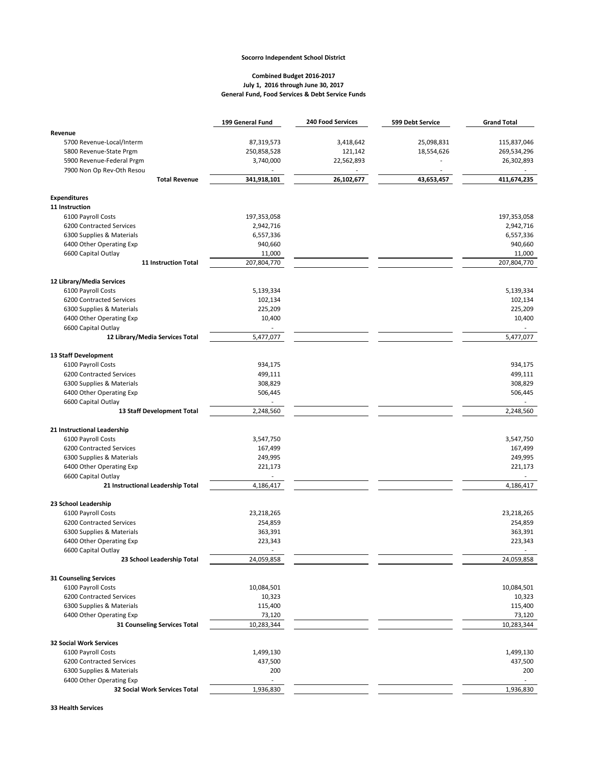**Socorro Independent School District**

**Combined Budget 2016-2017**
**July 1, 2016 through June 30, 2017**
**General Fund, Food Services & Debt Service Funds**

| | 199 General Fund | 240 Food Services | 599 Debt Service | Grand Total |
|---|---|---|---|---|
| **Revenue** | | | | |
| 5700 Revenue-Local/Interm | 87,319,573 | 3,418,642 | 25,098,831 | 115,837,046 |
| 5800 Revenue-State Prgm | 250,858,528 | 121,142 | 18,554,626 | 269,534,296 |
| 5900 Revenue-Federal Prgm | 3,740,000 | 22,562,893 | - | 26,302,893 |
| 7900 Non Op Rev-Oth Resou | - | - | - | - |
| **Total Revenue** | **341,918,101** | **26,102,677** | **43,653,457** | **411,674,235** |
| **Expenditures** | | | | |
| **11 Instruction** | | | | |
| 6100 Payroll Costs | 197,353,058 | | | 197,353,058 |
| 6200 Contracted Services | 2,942,716 | | | 2,942,716 |
| 6300 Supplies & Materials | 6,557,336 | | | 6,557,336 |
| 6400 Other Operating Exp | 940,660 | | | 940,660 |
| 6600 Capital Outlay | 11,000 | | | 11,000 |
| **11 Instruction Total** | 207,804,770 | | | 207,804,770 |
| **12 Library/Media Services** | | | | |
| 6100 Payroll Costs | 5,139,334 | | | 5,139,334 |
| 6200 Contracted Services | 102,134 | | | 102,134 |
| 6300 Supplies & Materials | 225,209 | | | 225,209 |
| 6400 Other Operating Exp | 10,400 | | | 10,400 |
| 6600 Capital Outlay | - | | | - |
| **12 Library/Media Services Total** | 5,477,077 | | | 5,477,077 |
| **13 Staff Development** | | | | |
| 6100 Payroll Costs | 934,175 | | | 934,175 |
| 6200 Contracted Services | 499,111 | | | 499,111 |
| 6300 Supplies & Materials | 308,829 | | | 308,829 |
| 6400 Other Operating Exp | 506,445 | | | 506,445 |
| 6600 Capital Outlay | - | | | - |
| **13 Staff Development Total** | 2,248,560 | | | 2,248,560 |
| **21 Instructional Leadership** | | | | |
| 6100 Payroll Costs | 3,547,750 | | | 3,547,750 |
| 6200 Contracted Services | 167,499 | | | 167,499 |
| 6300 Supplies & Materials | 249,995 | | | 249,995 |
| 6400 Other Operating Exp | 221,173 | | | 221,173 |
| 6600 Capital Outlay | - | | | - |
| **21 Instructional Leadership Total** | 4,186,417 | | | 4,186,417 |
| **23 School Leadership** | | | | |
| 6100 Payroll Costs | 23,218,265 | | | 23,218,265 |
| 6200 Contracted Services | 254,859 | | | 254,859 |
| 6300 Supplies & Materials | 363,391 | | | 363,391 |
| 6400 Other Operating Exp | 223,343 | | | 223,343 |
| 6600 Capital Outlay | - | | | - |
| **23 School Leadership Total** | 24,059,858 | | | 24,059,858 |
| **31 Counseling Services** | | | | |
| 6100 Payroll Costs | 10,084,501 | | | 10,084,501 |
| 6200 Contracted Services | 10,323 | | | 10,323 |
| 6300 Supplies & Materials | 115,400 | | | 115,400 |
| 6400 Other Operating Exp | 73,120 | | | 73,120 |
| **31 Counseling Services Total** | 10,283,344 | | | 10,283,344 |
| **32 Social Work Services** | | | | |
| 6100 Payroll Costs | 1,499,130 | | | 1,499,130 |
| 6200 Contracted Services | 437,500 | | | 437,500 |
| 6300 Supplies & Materials | 200 | | | 200 |
| 6400 Other Operating Exp | - | | | - |
| **32 Social Work Services Total** | 1,936,830 | | | 1,936,830 |
| **33 Health Services** | | | | |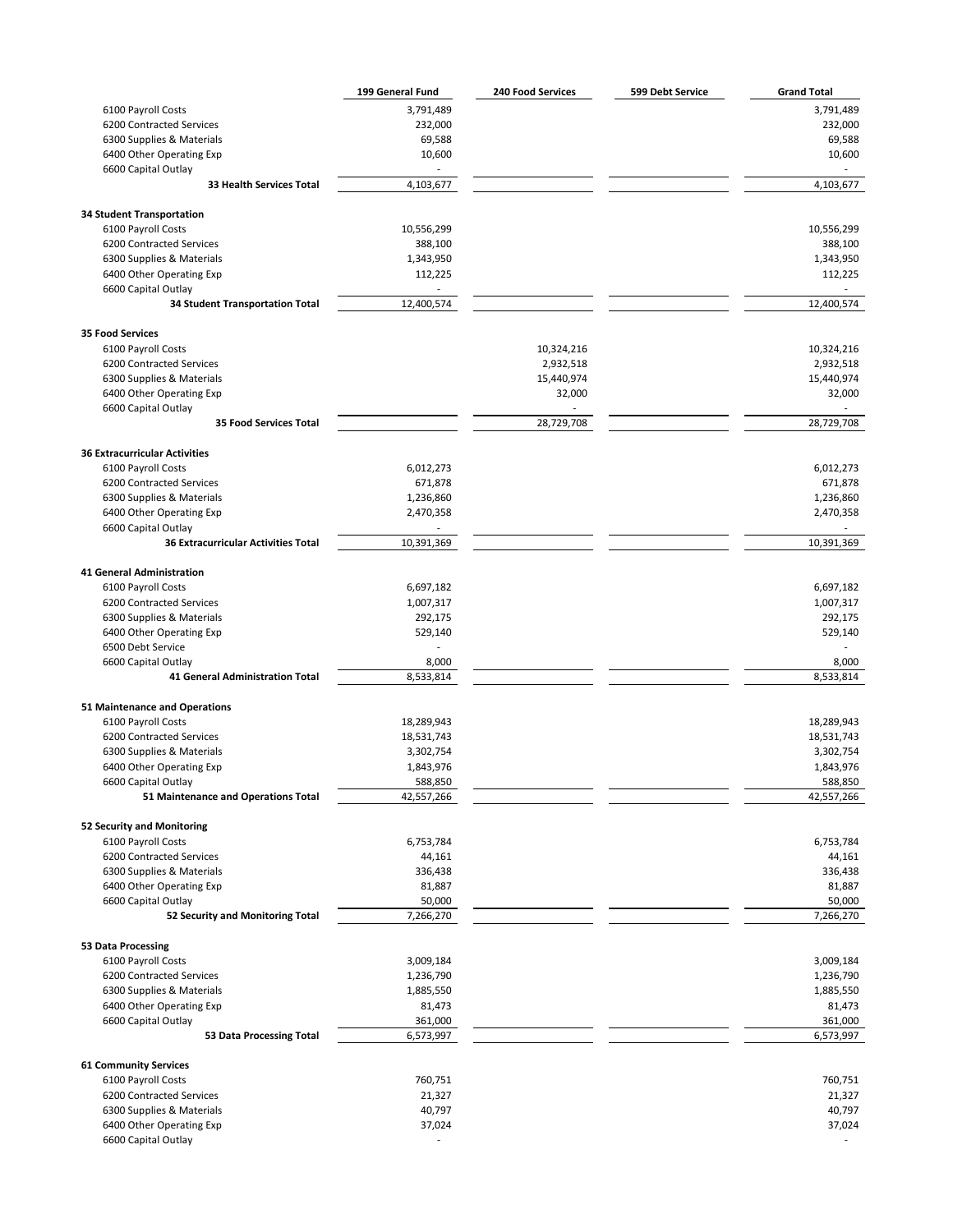| | 199 General Fund | 240 Food Services | 599 Debt Service | Grand Total |
|---|---|---|---|---|
| 6100 Payroll Costs | 3,791,489 | | | 3,791,489 |
| 6200 Contracted Services | 232,000 | | | 232,000 |
| 6300 Supplies & Materials | 69,588 | | | 69,588 |
| 6400 Other Operating Exp | 10,600 | | | 10,600 |
| 6600 Capital Outlay | - | | | - |
| **33 Health Services Total** | 4,103,677 | | | 4,103,677 |
| **34 Student Transportation** | | | | |
| 6100 Payroll Costs | 10,556,299 | | | 10,556,299 |
| 6200 Contracted Services | 388,100 | | | 388,100 |
| 6300 Supplies & Materials | 1,343,950 | | | 1,343,950 |
| 6400 Other Operating Exp | 112,225 | | | 112,225 |
| 6600 Capital Outlay | - | | | - |
| **34 Student Transportation Total** | 12,400,574 | | | 12,400,574 |
| **35 Food Services** | | | | |
| 6100 Payroll Costs | | 10,324,216 | | 10,324,216 |
| 6200 Contracted Services | | 2,932,518 | | 2,932,518 |
| 6300 Supplies & Materials | | 15,440,974 | | 15,440,974 |
| 6400 Other Operating Exp | | 32,000 | | 32,000 |
| 6600 Capital Outlay | | - | | - |
| **35 Food Services Total** | | 28,729,708 | | 28,729,708 |
| **36 Extracurricular Activities** | | | | |
| 6100 Payroll Costs | 6,012,273 | | | 6,012,273 |
| 6200 Contracted Services | 671,878 | | | 671,878 |
| 6300 Supplies & Materials | 1,236,860 | | | 1,236,860 |
| 6400 Other Operating Exp | 2,470,358 | | | 2,470,358 |
| 6600 Capital Outlay | - | | | - |
| **36 Extracurricular Activities Total** | 10,391,369 | | | 10,391,369 |
| **41 General Administration** | | | | |
| 6100 Payroll Costs | 6,697,182 | | | 6,697,182 |
| 6200 Contracted Services | 1,007,317 | | | 1,007,317 |
| 6300 Supplies & Materials | 292,175 | | | 292,175 |
| 6400 Other Operating Exp | 529,140 | | | 529,140 |
| 6500 Debt Service | - | | | - |
| 6600 Capital Outlay | 8,000 | | | 8,000 |
| **41 General Administration Total** | 8,533,814 | | | 8,533,814 |
| **51 Maintenance and Operations** | | | | |
| 6100 Payroll Costs | 18,289,943 | | | 18,289,943 |
| 6200 Contracted Services | 18,531,743 | | | 18,531,743 |
| 6300 Supplies & Materials | 3,302,754 | | | 3,302,754 |
| 6400 Other Operating Exp | 1,843,976 | | | 1,843,976 |
| 6600 Capital Outlay | 588,850 | | | 588,850 |
| **51 Maintenance and Operations Total** | 42,557,266 | | | 42,557,266 |
| **52 Security and Monitoring** | | | | |
| 6100 Payroll Costs | 6,753,784 | | | 6,753,784 |
| 6200 Contracted Services | 44,161 | | | 44,161 |
| 6300 Supplies & Materials | 336,438 | | | 336,438 |
| 6400 Other Operating Exp | 81,887 | | | 81,887 |
| 6600 Capital Outlay | 50,000 | | | 50,000 |
| **52 Security and Monitoring Total** | 7,266,270 | | | 7,266,270 |
| **53 Data Processing** | | | | |
| 6100 Payroll Costs | 3,009,184 | | | 3,009,184 |
| 6200 Contracted Services | 1,236,790 | | | 1,236,790 |
| 6300 Supplies & Materials | 1,885,550 | | | 1,885,550 |
| 6400 Other Operating Exp | 81,473 | | | 81,473 |
| 6600 Capital Outlay | 361,000 | | | 361,000 |
| **53 Data Processing Total** | 6,573,997 | | | 6,573,997 |
| **61 Community Services** | | | | |
| 6100 Payroll Costs | 760,751 | | | 760,751 |
| 6200 Contracted Services | 21,327 | | | 21,327 |
| 6300 Supplies & Materials | 40,797 | | | 40,797 |
| 6400 Other Operating Exp | 37,024 | | | 37,024 |
| 6600 Capital Outlay | - | | | - |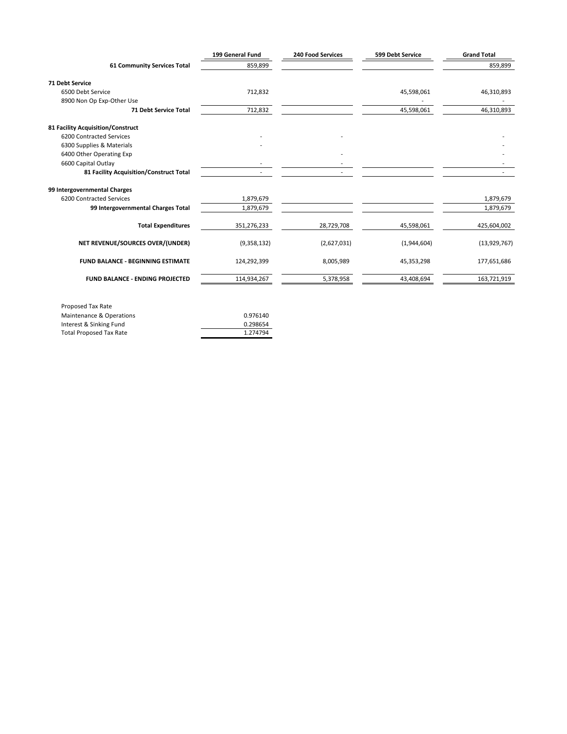| | 199 General Fund | 240 Food Services | 599 Debt Service | Grand Total |
|---|---|---|---|---|
| **61 Community Services Total** | 859,899 | | | 859,899 |
| | | | | |
| **71 Debt Service** | | | | |
| 6500 Debt Service | 712,832 | | 45,598,061 | 46,310,893 |
| 8900 Non Op Exp-Other Use | | | - | - |
| **71 Debt Service Total** | 712,832 | | 45,598,061 | 46,310,893 |
| | | | | |
| **81 Facility Acquisition/Construct** | | | | |
| 6200 Contracted Services | - | - | | - |
| 6300 Supplies & Materials | - | | | - |
| 6400 Other Operating Exp | | - | | - |
| 6600 Capital Outlay | - | - | | - |
| **81 Facility Acquisition/Construct Total** | - | - | | - |
| | | | | |
| **99 Intergovernmental Charges** | | | | |
| 6200 Contracted Services | 1,879,679 | | | 1,879,679 |
| **99 Intergovernmental Charges Total** | 1,879,679 | | | 1,879,679 |
| | | | | |
| **Total Expenditures** | 351,276,233 | 28,729,708 | 45,598,061 | 425,604,002 |
| | | | | |
| **NET REVENUE/SOURCES OVER/(UNDER)** | (9,358,132) | (2,627,031) | (1,944,604) | (13,929,767) |
| | | | | |
| **FUND BALANCE - BEGINNING ESTIMATE** | 124,292,399 | 8,005,989 | 45,353,298 | 177,651,686 |
| | | | | |
| **FUND BALANCE - ENDING PROJECTED** | 114,934,267 | 5,378,958 | 43,408,694 | 163,721,919 |

| | |
|---|---|
| Proposed Tax Rate | |
| Maintenance & Operations | 0.976140 |
| Interest & Sinking Fund | 0.298654 |
| Total Proposed Tax Rate | 1.274794 |